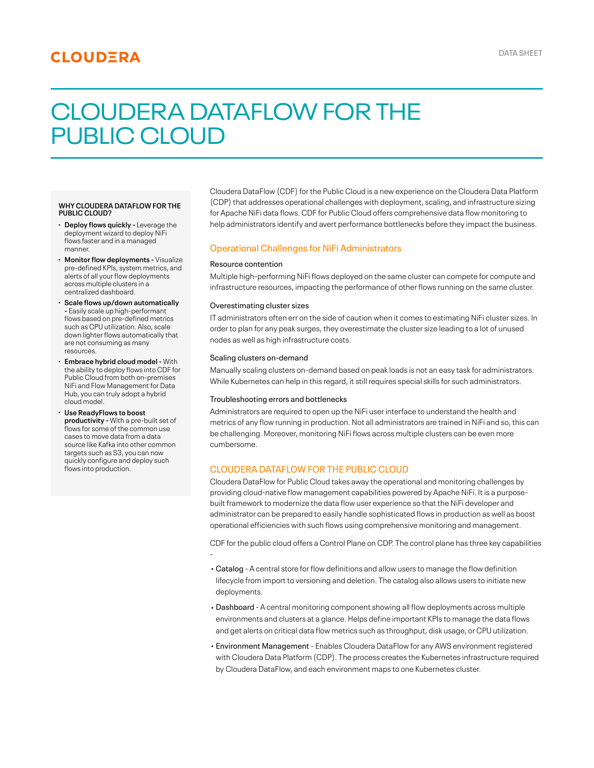CLOUDERA

DATA SHEET

# CLOUDERA DATAFLOW FOR THE PUBLIC CLOUD

**WHY CLOUDERA DATAFLOW FOR THE PUBLIC CLOUD?**

- **Deploy flows quickly -** Leverage the deployment wizard to deploy NiFi flows faster and in a managed manner.
- **Monitor flow deployments -** Visualize pre-defined KPIs, system metrics, and alerts of all your flow deployments across multiple clusters in a centralized dashboard.
- **Scale flows up/down automatically -** Easily scale up high-performant flows based on pre-defined metrics such as CPU utilization. Also, scale down lighter flows automatically that are not consuming as many resources.
- **Embrace hybrid cloud model -** With the ability to deploy flows into CDF for Public Cloud from both on-premises NiFi and Flow Management for Data Hub, you can truly adopt a hybrid cloud model.
- **Use ReadyFlows to boost productivity -** With a pre-built set of flows for some of the common use cases to move data from a data source like Kafka into other common targets such as S3, you can now quickly configure and deploy such flows into production.

Cloudera DataFlow (CDF) for the Public Cloud is a new experience on the Cloudera Data Platform (CDP) that addresses operational challenges with deployment, scaling, and infrastructure sizing for Apache NiFi data flows. CDF for Public Cloud offers comprehensive data flow monitoring to help administrators identify and avert performance bottlenecks before they impact the business.

## Operational Challenges for NiFi Administrators

### Resource contention

Multiple high-performing NiFi flows deployed on the same cluster can compete for compute and infrastructure resources, impacting the performance of other flows running on the same cluster.

### Overestimating cluster sizes

IT administrators often err on the side of caution when it comes to estimating NiFi cluster sizes. In order to plan for any peak surges, they overestimate the cluster size leading to a lot of unused nodes as well as high infrastructure costs.

### Scaling clusters on-demand

Manually scaling clusters on-demand based on peak loads is not an easy task for administrators. While Kubernetes can help in this regard, it still requires special skills for such administrators.

### Troubleshooting errors and bottlenecks

Administrators are required to open up the NiFi user interface to understand the health and metrics of any flow running in production. Not all administrators are trained in NiFi and so, this can be challenging. Moreover, monitoring NiFi flows across multiple clusters can be even more cumbersome.

## CLOUDERA DATAFLOW FOR THE PUBLIC CLOUD

Cloudera DataFlow for Public Cloud takes away the operational and monitoring challenges by providing cloud-native flow management capabilities powered by Apache NiFi. It is a purpose-built framework to modernize the data flow user experience so that the NiFi developer and administrator can be prepared to easily handle sophisticated flows in production as well as boost operational efficiencies with such flows using comprehensive monitoring and management.

CDF for the public cloud offers a Control Plane on CDP. The control plane has three key capabilities -

- Catalog - A central store for flow definitions and allow users to manage the flow definition lifecycle from import to versioning and deletion. The catalog also allows users to initiate new deployments.
- Dashboard - A central monitoring component showing all flow deployments across multiple environments and clusters at a glance. Helps define important KPIs to manage the data flows and get alerts on critical data flow metrics such as throughput, disk usage, or CPU utilization.
- Environment Management - Enables Cloudera DataFlow for any AWS environment registered with Cloudera Data Platform (CDP). The process creates the Kubernetes infrastructure required by Cloudera DataFlow, and each environment maps to one Kubernetes cluster.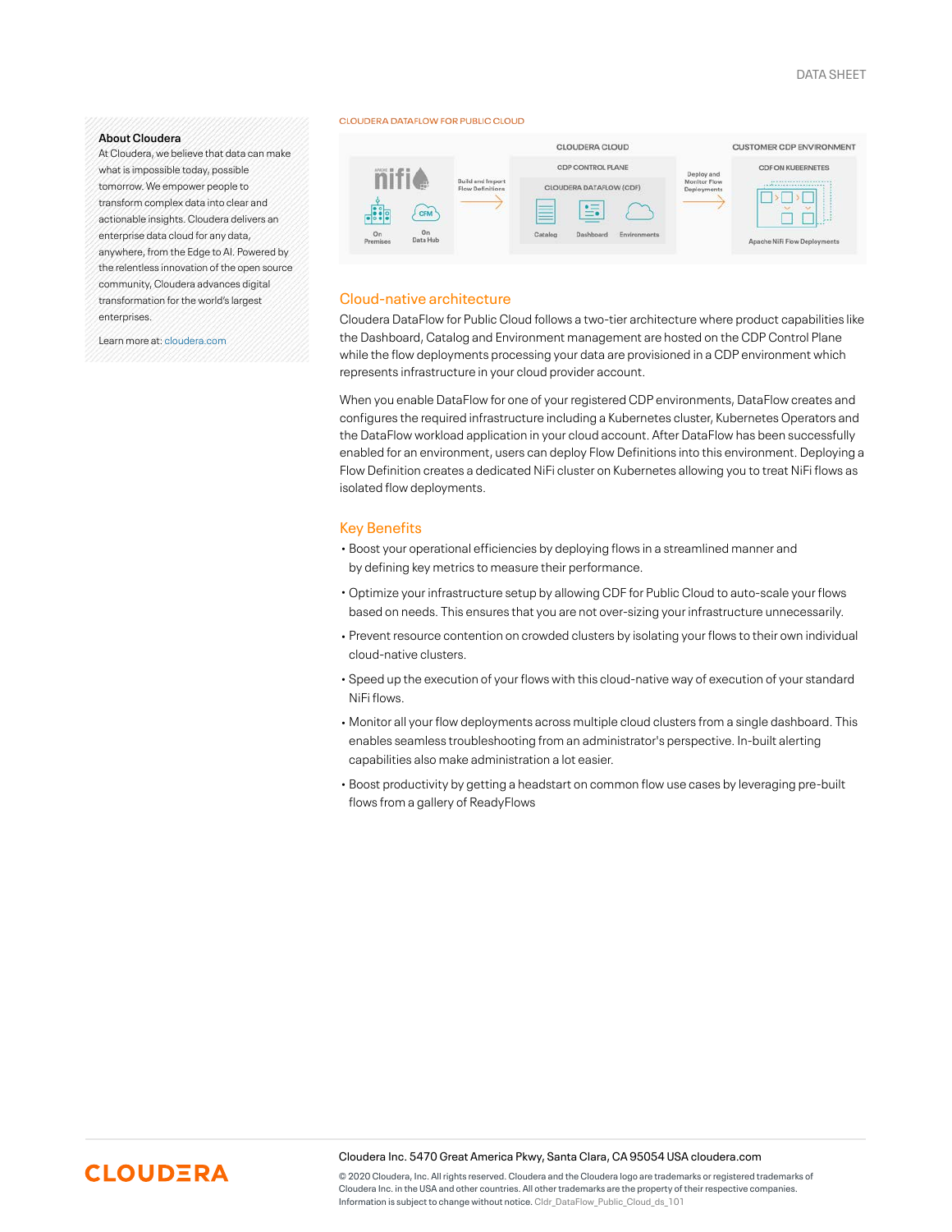## About Cloudera

At Cloudera, we believe that data can make what is impossible today, possible tomorrow. We empower people to transform complex data into clear and actionable insights. Cloudera delivers an enterprise data cloud for any data, anywhere, from the Edge to AI. Powered by the relentless innovation of the open source community, Cloudera advances digital transformation for the world's largest enterprises.

Learn more at: cloudera.com

CLOUDERA DATAFLOW FOR PUBLIC CLOUD

APACHE nifi

On Premises

CFM

On Data Hub

Build and Import Flow Definitions

CLOUDERA CLOUD

CDP CONTROL PLANE

CLOUDERA DATAFLOW (CDF)

Catalog

Dashboard

Environments

Deploy and Monitor Flow Deployments

CUSTOMER CDP ENVIRONMENT

CDP ON KUBERNETES

Apache NiFi Flow Deployments

## Cloud-native architecture

Cloudera DataFlow for Public Cloud follows a two-tier architecture where product capabilities like the Dashboard, Catalog and Environment management are hosted on the CDP Control Plane while the flow deployments processing your data are provisioned in a CDP environment which represents infrastructure in your cloud provider account.

When you enable DataFlow for one of your registered CDP environments, DataFlow creates and configures the required infrastructure including a Kubernetes cluster, Kubernetes Operators and the DataFlow workload application in your cloud account. After DataFlow has been successfully enabled for an environment, users can deploy Flow Definitions into this environment. Deploying a Flow Definition creates a dedicated NiFi cluster on Kubernetes allowing you to treat NiFi flows as isolated flow deployments.

## Key Benefits

- Boost your operational efficiencies by deploying flows in a streamlined manner and by defining key metrics to measure their performance.
- Optimize your infrastructure setup by allowing CDF for Public Cloud to auto-scale your flows based on needs. This ensures that you are not over-sizing your infrastructure unnecessarily.
- Prevent resource contention on crowded clusters by isolating your flows to their own individual cloud-native clusters.
- Speed up the execution of your flows with this cloud-native way of execution of your standard NiFi flows.
- Monitor all your flow deployments across multiple cloud clusters from a single dashboard. This enables seamless troubleshooting from an administrator's perspective. In-built alerting capabilities also make administration a lot easier.
- Boost productivity by getting a headstart on common flow use cases by leveraging pre-built flows from a gallery of ReadyFlows

CLOUDERA

Cloudera Inc. 5470 Great America Pkwy, Santa Clara, CA 95054 USA cloudera.com

© 2020 Cloudera, Inc. All rights reserved. Cloudera and the Cloudera logo are trademarks or registered trademarks of Cloudera Inc. in the USA and other countries. All other trademarks are the property of their respective companies. Information is subject to change without notice. Cldr_DataFlow_Public_Cloud_ds_101